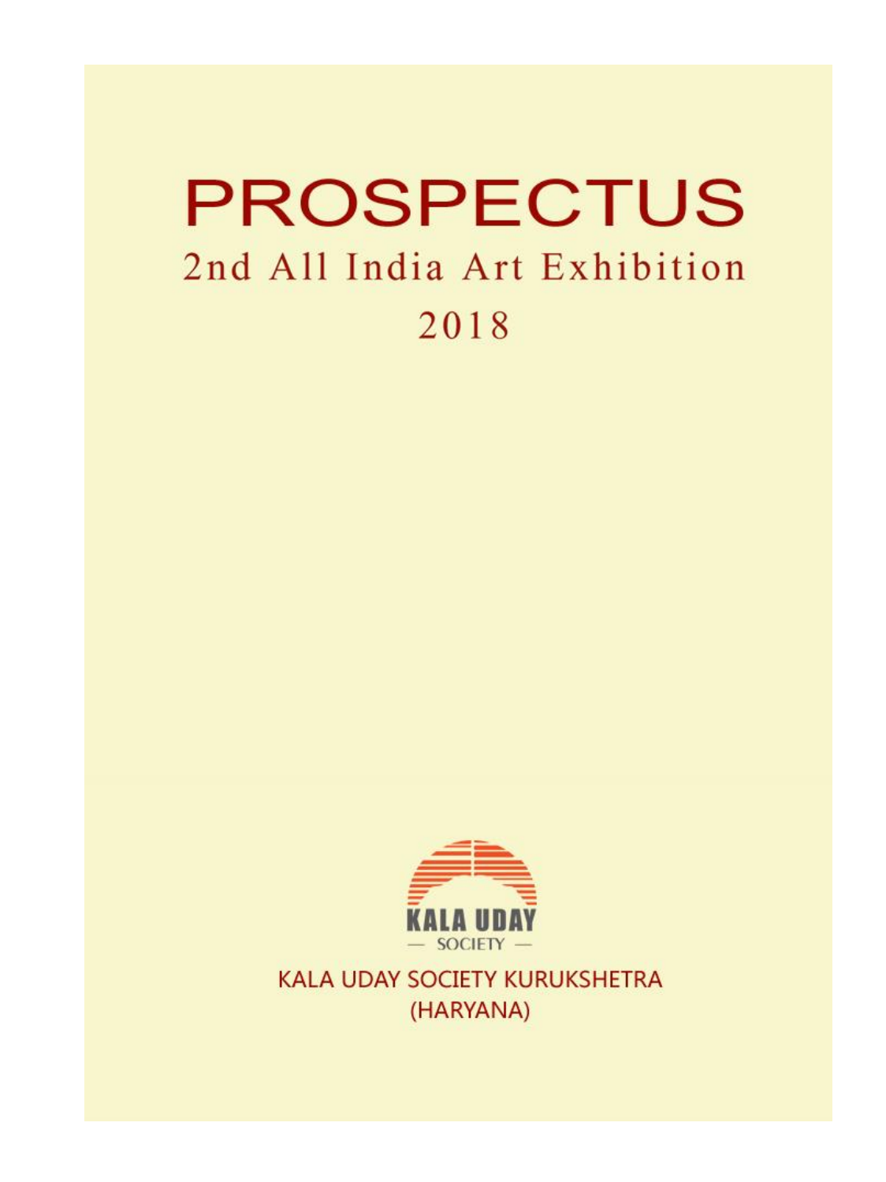# PROSPECTUS

## 2nd All India Art Exhibition

## 2018

KALA UDAY
— SOCIETY —

KALA UDAY SOCIETY KURUKSHETRA
(HARYANA)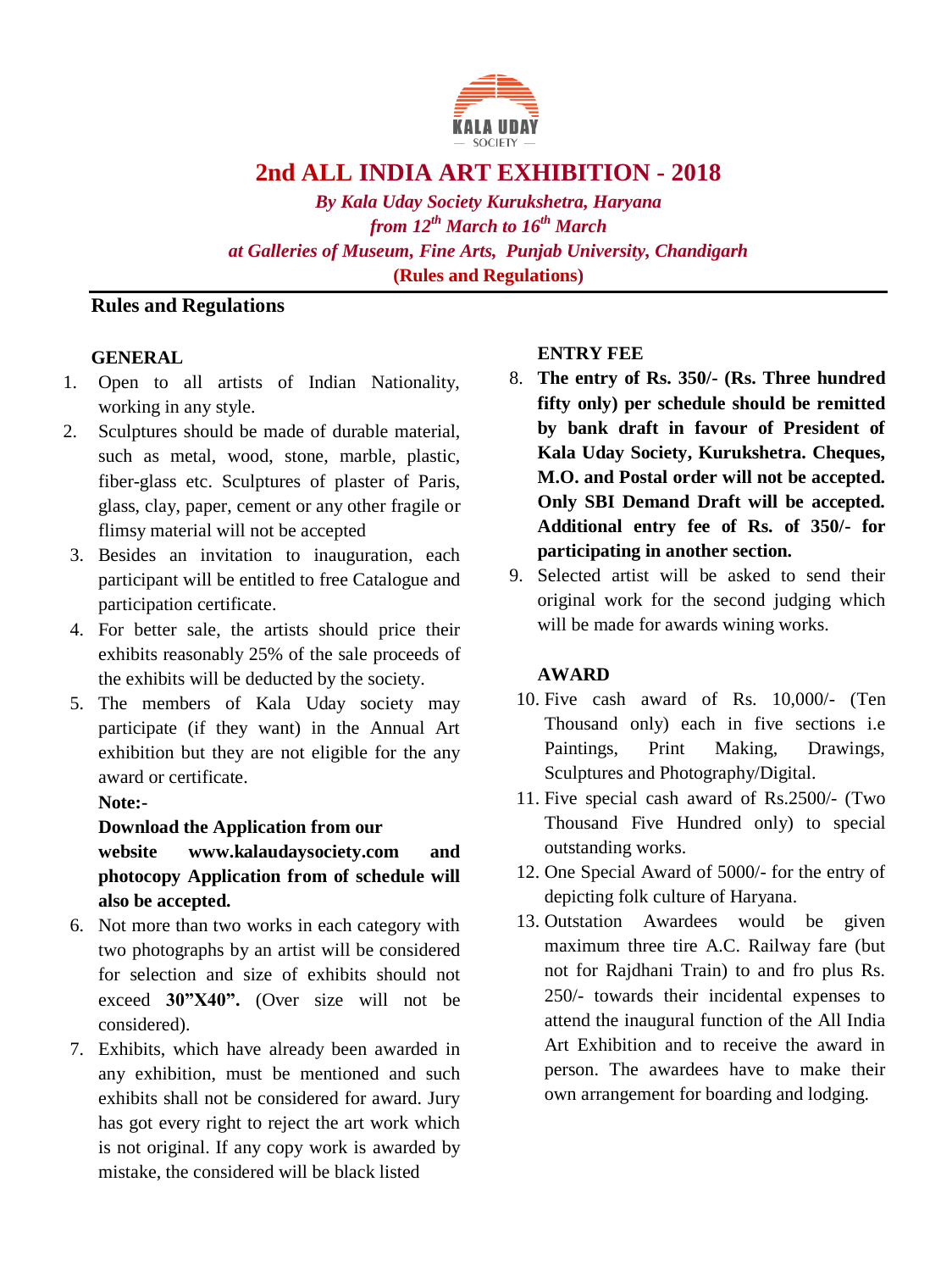KALA UDAY
— SOCIETY —

# 2nd ALL INDIA ART EXHIBITION - 2018

***By Kala Uday Society Kurukshetra, Haryana***

***from 12th March to 16th March***

***at Galleries of Museum, Fine Arts, Punjab University, Chandigarh***

**(Rules and Regulations)**

## Rules and Regulations

### GENERAL

1. Open to all artists of Indian Nationality, working in any style.
2. Sculptures should be made of durable material, such as metal, wood, stone, marble, plastic, fiber-glass etc. Sculptures of plaster of Paris, glass, clay, paper, cement or any other fragile or flimsy material will not be accepted
3. Besides an invitation to inauguration, each participant will be entitled to free Catalogue and participation certificate.
4. For better sale, the artists should price their exhibits reasonably 25% of the sale proceeds of the exhibits will be deducted by the society.
5. The members of Kala Uday society may participate (if they want) in the Annual Art exhibition but they are not eligible for the any award or certificate.

   **Note:-**

   **Download the Application from our website www.kalaudaysociety.com and photocopy Application from of schedule will also be accepted.**

6. Not more than two works in each category with two photographs by an artist will be considered for selection and size of exhibits should not exceed **30"X40".** (Over size will not be considered).
7. Exhibits, which have already been awarded in any exhibition, must be mentioned and such exhibits shall not be considered for award. Jury has got every right to reject the art work which is not original. If any copy work is awarded by mistake, the considered will be black listed

### ENTRY FEE

8. **The entry of Rs. 350/- (Rs. Three hundred fifty only) per schedule should be remitted by bank draft in favour of President of Kala Uday Society, Kurukshetra. Cheques, M.O. and Postal order will not be accepted. Only SBI Demand Draft will be accepted. Additional entry fee of Rs. of 350/- for participating in another section.**
9. Selected artist will be asked to send their original work for the second judging which will be made for awards wining works.

### AWARD

10. Five cash award of Rs. 10,000/- (Ten Thousand only) each in five sections i.e Paintings, Print Making, Drawings, Sculptures and Photography/Digital.
11. Five special cash award of Rs.2500/- (Two Thousand Five Hundred only) to special outstanding works.
12. One Special Award of 5000/- for the entry of depicting folk culture of Haryana.
13. Outstation Awardees would be given maximum three tire A.C. Railway fare (but not for Rajdhani Train) to and fro plus Rs. 250/- towards their incidental expenses to attend the inaugural function of the All India Art Exhibition and to receive the award in person. The awardees have to make their own arrangement for boarding and lodging.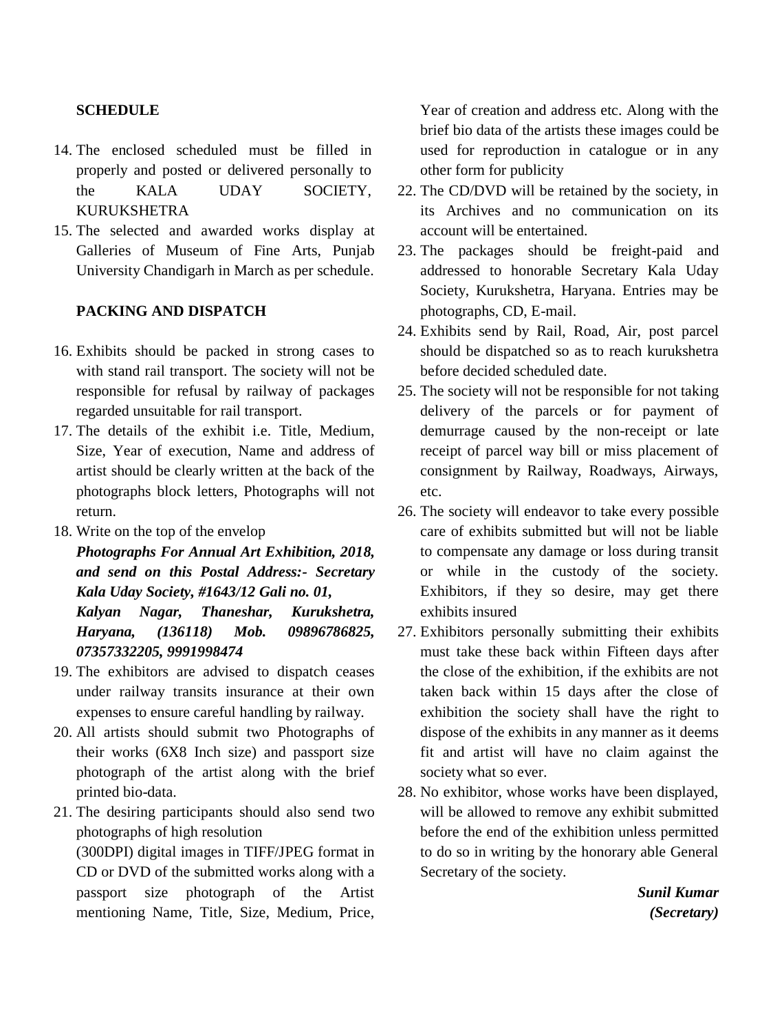**SCHEDULE**

14. The enclosed scheduled must be filled in properly and posted or delivered personally to the KALA UDAY SOCIETY, KURUKSHETRA
15. The selected and awarded works display at Galleries of Museum of Fine Arts, Punjab University Chandigarh in March as per schedule.

**PACKING AND DISPATCH**

16. Exhibits should be packed in strong cases to with stand rail transport. The society will not be responsible for refusal by railway of packages regarded unsuitable for rail transport.
17. The details of the exhibit i.e. Title, Medium, Size, Year of execution, Name and address of artist should be clearly written at the back of the photographs block letters, Photographs will not return.
18. Write on the top of the envelop
    ***Photographs For Annual Art Exhibition, 2018, and send on this Postal Address:- Secretary Kala Uday Society, #1643/12 Gali no. 01, Kalyan Nagar, Thaneshar, Kurukshetra, Haryana, (136118) Mob. 09896786825, 07357332205, 9991998474***
19. The exhibitors are advised to dispatch ceases under railway transits insurance at their own expenses to ensure careful handling by railway.
20. All artists should submit two Photographs of their works (6X8 Inch size) and passport size photograph of the artist along with the brief printed bio-data.
21. The desiring participants should also send two photographs of high resolution (300DPI) digital images in TIFF/JPEG format in CD or DVD of the submitted works along with a passport size photograph of the Artist mentioning Name, Title, Size, Medium, Price, Year of creation and address etc. Along with the brief bio data of the artists these images could be used for reproduction in catalogue or in any other form for publicity
22. The CD/DVD will be retained by the society, in its Archives and no communication on its account will be entertained.
23. The packages should be freight-paid and addressed to honorable Secretary Kala Uday Society, Kurukshetra, Haryana. Entries may be photographs, CD, E-mail.
24. Exhibits send by Rail, Road, Air, post parcel should be dispatched so as to reach kurukshetra before decided scheduled date.
25. The society will not be responsible for not taking delivery of the parcels or for payment of demurrage caused by the non-receipt or late receipt of parcel way bill or miss placement of consignment by Railway, Roadways, Airways, etc.
26. The society will endeavor to take every possible care of exhibits submitted but will not be liable to compensate any damage or loss during transit or while in the custody of the society. Exhibitors, if they so desire, may get there exhibits insured
27. Exhibitors personally submitting their exhibits must take these back within Fifteen days after the close of the exhibition, if the exhibits are not taken back within 15 days after the close of exhibition the society shall have the right to dispose of the exhibits in any manner as it deems fit and artist will have no claim against the society what so ever.
28. No exhibitor, whose works have been displayed, will be allowed to remove any exhibit submitted before the end of the exhibition unless permitted to do so in writing by the honorary able General Secretary of the society.

***Sunil Kumar***
***(Secretary)***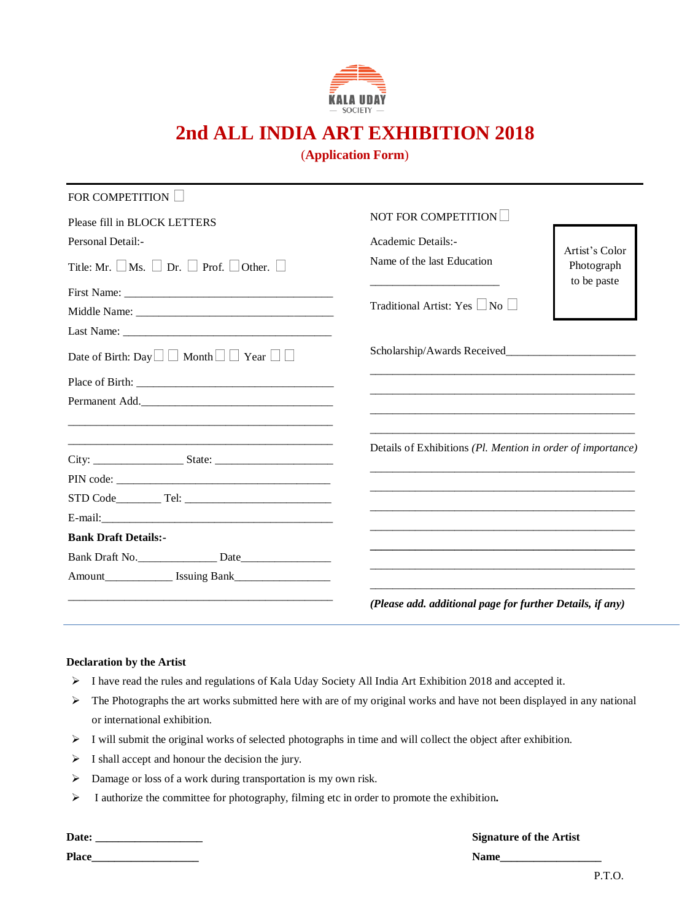KALA UDAY
— SOCIETY —

# 2nd ALL INDIA ART EXHIBITION 2018

**(Application Form)**

---

FOR COMPETITION ☐

Please fill in BLOCK LETTERS

Personal Detail:-

Title: Mr. ☐ Ms. ☐ Dr. ☐ Prof. ☐ Other. ☐

First Name: ____________________________________

Middle Name: __________________________________

Last Name: ____________________________________

Date of Birth: Day ☐ ☐ Month ☐ ☐ Year ☐ ☐

Place of Birth: __________________________________

Permanent Add.__________________________________

_______________________________________________

_______________________________________________

City: _______________ State: ____________________

PIN code: ______________________________________

STD Code_______ Tel: __________________________

E-mail:__________________________________________

**Bank Draft Details:-**

Bank Draft No._____________ Date_______________

Amount___________ Issuing Bank________________

_______________________________________________

NOT FOR COMPETITION ☐

Academic Details:-

Name of the last Education

______________________

Traditional Artist: Yes ☐ No ☐

Artist's Color Photograph to be paste

Scholarship/Awards Received______________________

_______________________________________________

_______________________________________________

_______________________________________________

_______________________________________________

Details of Exhibitions *(Pl. Mention in order of importance)*

_______________________________________________

_______________________________________________

_______________________________________________

_______________________________________________

_______________________________________________

_______________________________________________

_______________________________________________

***(Please add. additional page for further Details, if any)***

---

**Declaration by the Artist**

- I have read the rules and regulations of Kala Uday Society All India Art Exhibition 2018 and accepted it.
- The Photographs the art works submitted here with are of my original works and have not been displayed in any national or international exhibition.
- I will submit the original works of selected photographs in time and will collect the object after exhibition.
- I shall accept and honour the decision the jury.
- Damage or loss of a work during transportation is my own risk.
- I authorize the committee for photography, filming etc in order to promote the exhibition**.**

**Date:** ___________________ **Signature of the Artist**

**Place**___________________ **Name**__________________

P.T.O.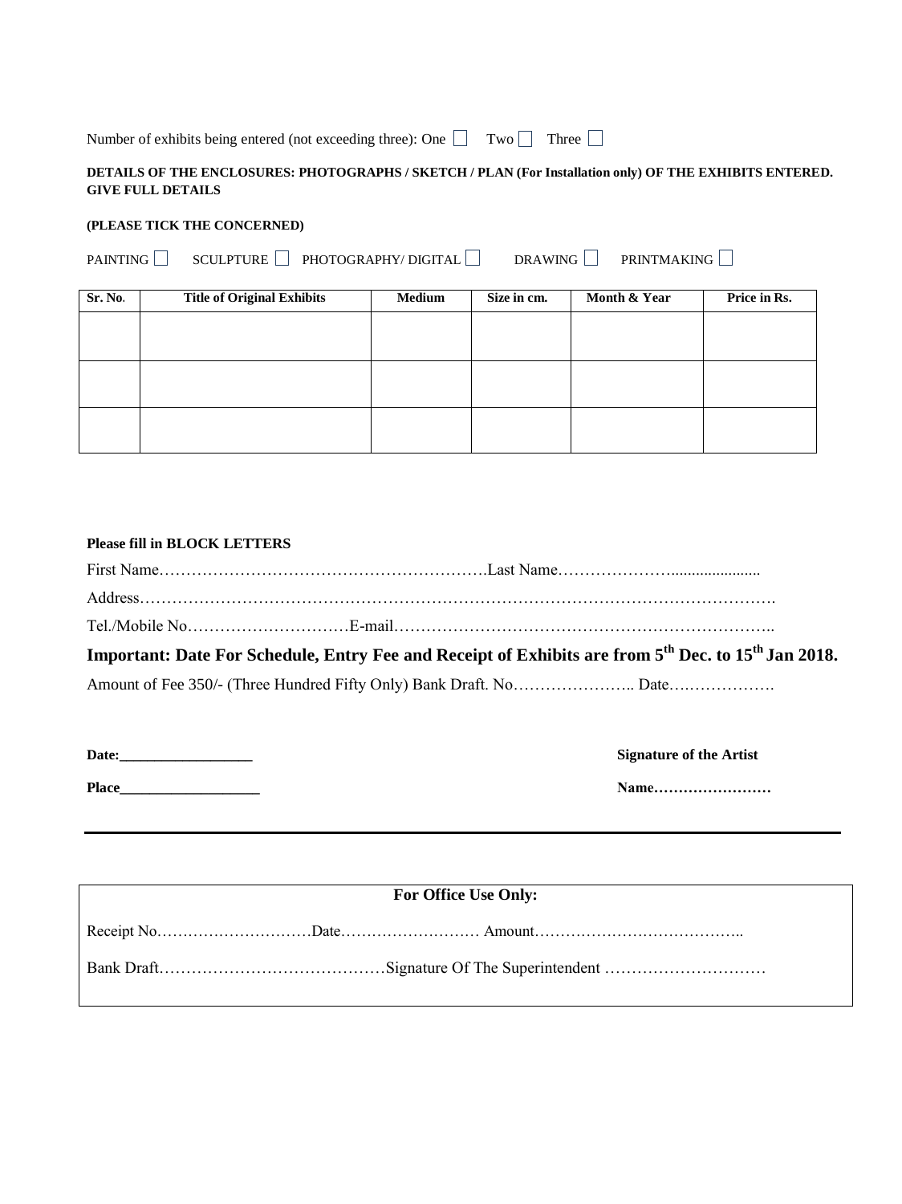Number of exhibits being entered (not exceeding three): One ☐ Two ☐ Three ☐

**DETAILS OF THE ENCLOSURES: PHOTOGRAPHS / SKETCH / PLAN (For Installation only) OF THE EXHIBITS ENTERED. GIVE FULL DETAILS**

**(PLEASE TICK THE CONCERNED)**

PAINTING ☐ SCULPTURE ☐ PHOTOGRAPHY/ DIGITAL ☐ DRAWING ☐ PRINTMAKING ☐

| Sr. No. | Title of Original Exhibits | Medium | Size in cm. | Month & Year | Price in Rs. |
|---|---|---|---|---|---|
| | | | | | |
| | | | | | |
| | | | | | |

**Please fill in BLOCK LETTERS**

First Name…………………………………………………….Last Name…………………......................

Address……………………………………………………………………………………………………….

Tel./Mobile No…………………………E-mail……………………………………………………………..

**Important: Date For Schedule, Entry Fee and Receipt of Exhibits are from 5th Dec. to 15th Jan 2018.**

Amount of Fee 350/- (Three Hundred Fifty Only) Bank Draft. No………………….. Date….…………….

**Date:__________________** **Signature of the Artist**

**Place___________________** **Name……………………**

---

**For Office Use Only:**

Receipt No…………………………Date……………………… Amount…………………………………..

Bank Draft……………………………………Signature Of The Superintendent …………………………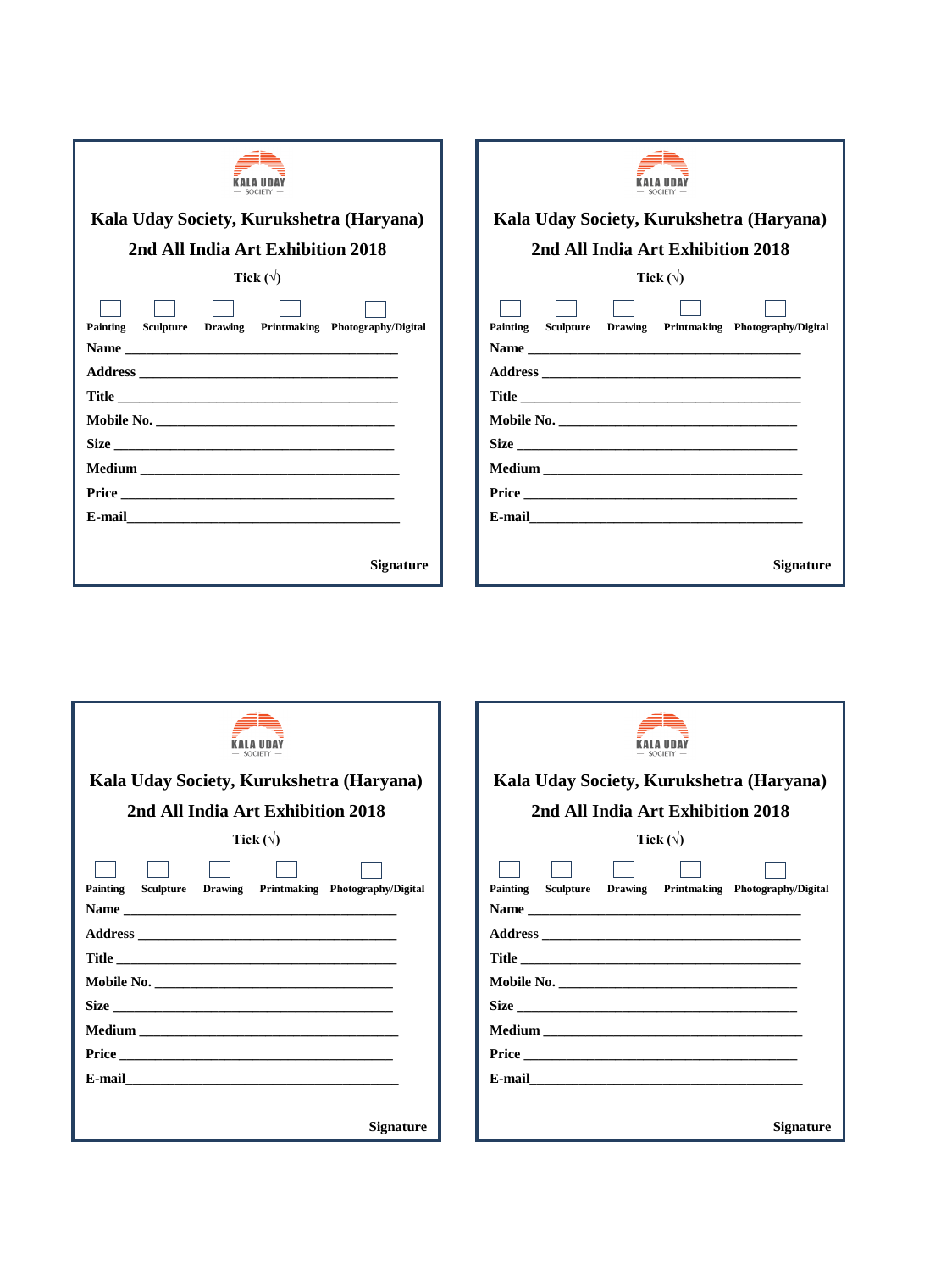KALA UDAY — SOCIETY —

**Kala Uday Society, Kurukshetra (Haryana)**

**2nd All India Art Exhibition 2018**

**Tick (√)**

☐ Painting ☐ Sculpture ☐ Drawing ☐ Printmaking ☐ Photography/Digital

**Name** ________________________________________

**Address** ________________________________________

**Title** ________________________________________

**Mobile No.** ________________________________________

**Size** ________________________________________

**Medium** ________________________________________

**Price** ________________________________________

**E-mail**________________________________________

**Signature**

---

KALA UDAY — SOCIETY —

**Kala Uday Society, Kurukshetra (Haryana)**

**2nd All India Art Exhibition 2018**

**Tick (√)**

☐ Painting ☐ Sculpture ☐ Drawing ☐ Printmaking ☐ Photography/Digital

**Name** ________________________________________

**Address** ________________________________________

**Title** ________________________________________

**Mobile No.** ________________________________________

**Size** ________________________________________

**Medium** ________________________________________

**Price** ________________________________________

**E-mail**________________________________________

**Signature**

---

KALA UDAY — SOCIETY —

**Kala Uday Society, Kurukshetra (Haryana)**

**2nd All India Art Exhibition 2018**

**Tick (√)**

☐ Painting ☐ Sculpture ☐ Drawing ☐ Printmaking ☐ Photography/Digital

**Name** ________________________________________

**Address** ________________________________________

**Title** ________________________________________

**Mobile No.** ________________________________________

**Size** ________________________________________

**Medium** ________________________________________

**Price** ________________________________________

**E-mail**________________________________________

**Signature**

---

KALA UDAY — SOCIETY —

**Kala Uday Society, Kurukshetra (Haryana)**

**2nd All India Art Exhibition 2018**

**Tick (√)**

☐ Painting ☐ Sculpture ☐ Drawing ☐ Printmaking ☐ Photography/Digital

**Name** ________________________________________

**Address** ________________________________________

**Title** ________________________________________

**Mobile No.** ________________________________________

**Size** ________________________________________

**Medium** ________________________________________

**Price** ________________________________________

**E-mail**________________________________________

**Signature**